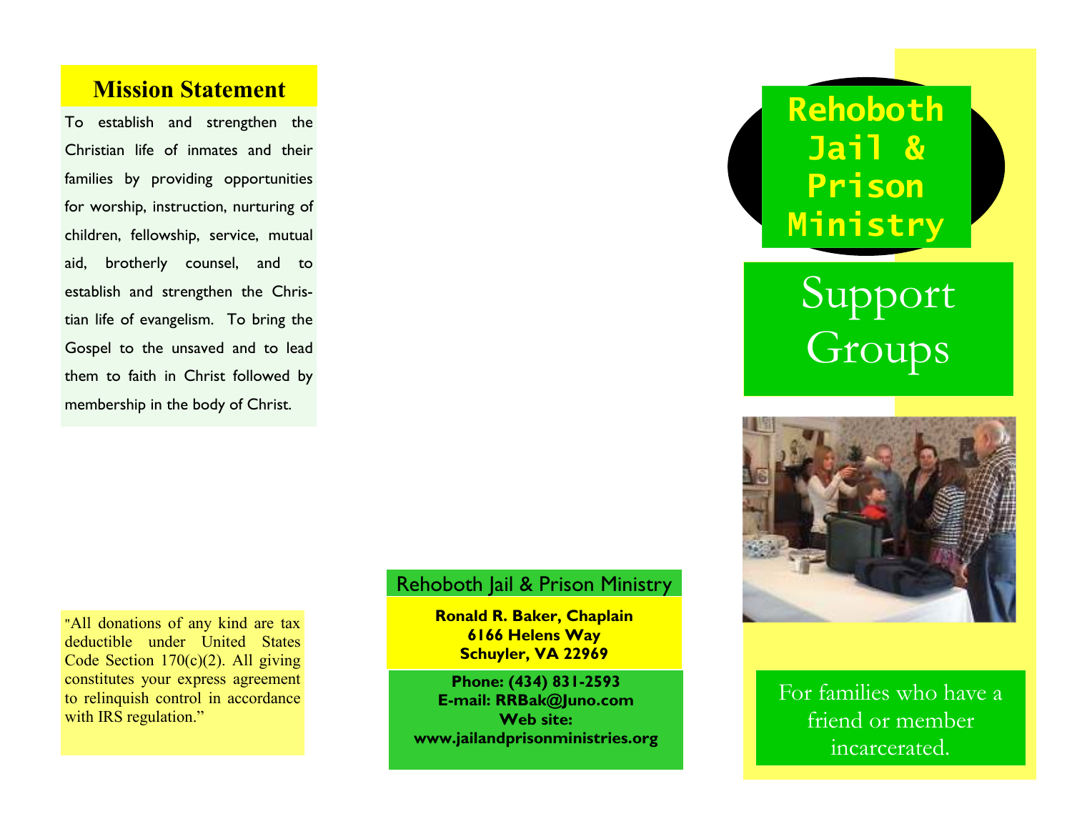## Mission Statement

To establish and strengthen the Christian life of inmates and their families by providing opportunities for worship, instruction, nurturing of children, fellowship, service, mutual aid, brotherly counsel, and to establish and strengthen the Christian life of evangelism. To bring the Gospel to the unsaved and to lead them to faith in Christ followed by membership in the body of Christ.

"All donations of any kind are tax deductible under United States Code Section 170(c)(2). All giving constitutes your express agreement to relinquish control in accordance with IRS regulation."

Rehoboth Jail & Prison Ministry

**Ronald R. Baker, Chaplain**
**6166 Helens Way**
**Schuyler, VA 22969**

**Phone: (434) 831-2593**
**E-mail: RRBak@Juno.com**
**Web site:**
**www.jailandprisonministries.org**

# Rehoboth Jail & Prison Ministry

# Support Groups

For families who have a friend or member incarcerated.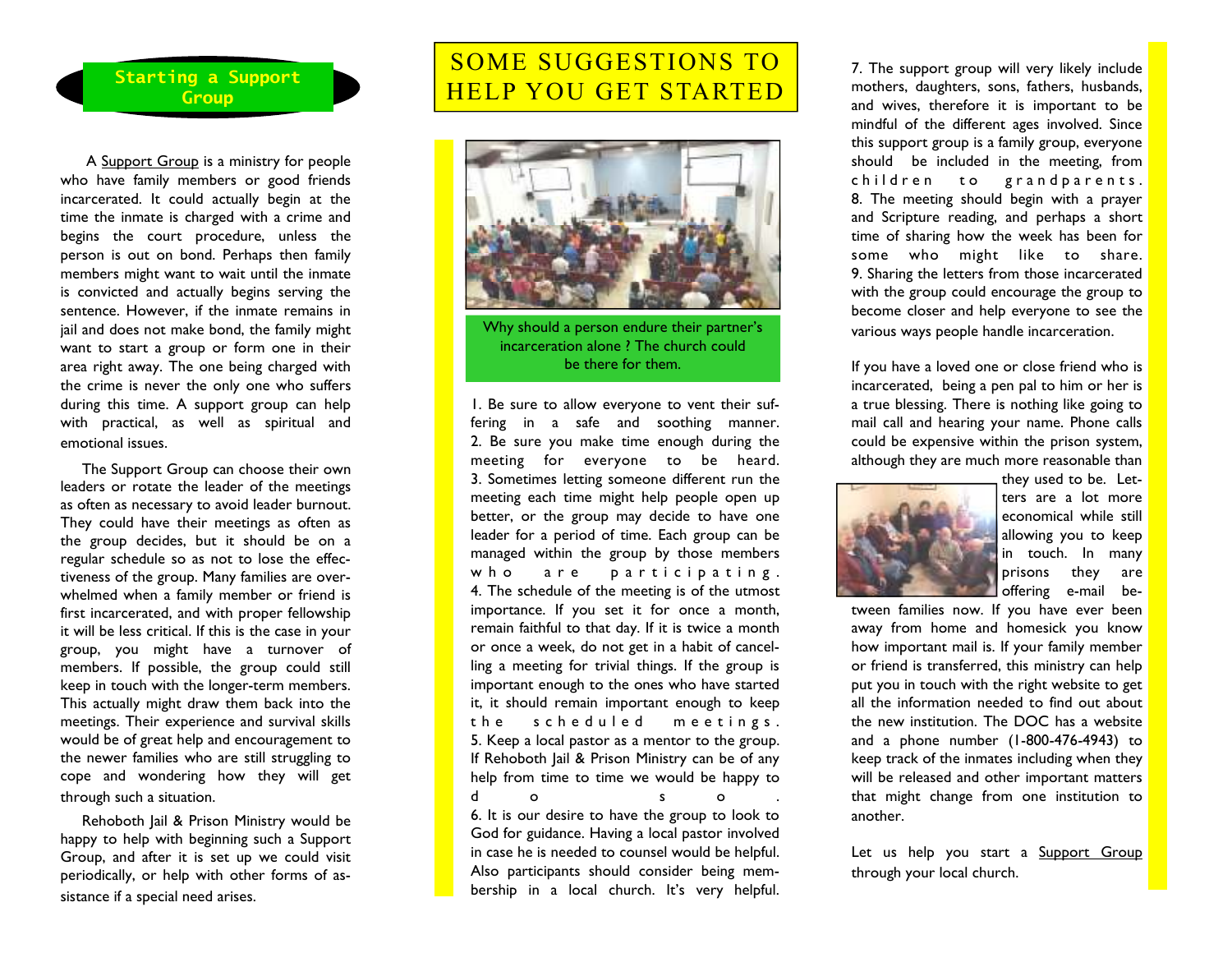## Starting a Support Group

A Support Group is a ministry for people who have family members or good friends incarcerated. It could actually begin at the time the inmate is charged with a crime and begins the court procedure, unless the person is out on bond. Perhaps then family members might want to wait until the inmate is convicted and actually begins serving the sentence. However, if the inmate remains in jail and does not make bond, the family might want to start a group or form one in their area right away. The one being charged with the crime is never the only one who suffers during this time. A support group can help with practical, as well as spiritual and emotional issues.

The Support Group can choose their own leaders or rotate the leader of the meetings as often as necessary to avoid leader burnout. They could have their meetings as often as the group decides, but it should be on a regular schedule so as not to lose the effectiveness of the group. Many families are overwhelmed when a family member or friend is first incarcerated, and with proper fellowship it will be less critical. If this is the case in your group, you might have a turnover of members. If possible, the group could still keep in touch with the longer-term members. This actually might draw them back into the meetings. Their experience and survival skills would be of great help and encouragement to the newer families who are still struggling to cope and wondering how they will get through such a situation.

Rehoboth Jail & Prison Ministry would be happy to help with beginning such a Support Group, and after it is set up we could visit periodically, or help with other forms of assistance if a special need arises.

## SOME SUGGESTIONS TO HELP YOU GET STARTED

Why should a person endure their partner's incarceration alone ? The church could be there for them.

1. Be sure to allow everyone to vent their suffering in a safe and soothing manner.
2. Be sure you make time enough during the meeting for everyone to be heard.
3. Sometimes letting someone different run the meeting each time might help people open up better, or the group may decide to have one leader for a period of time. Each group can be managed within the group by those members who are participating.
4. The schedule of the meeting is of the utmost importance. If you set it for once a month, remain faithful to that day. If it is twice a month or once a week, do not get in a habit of cancelling a meeting for trivial things. If the group is important enough to the ones who have started it, it should remain important enough to keep the scheduled meetings.
5. Keep a local pastor as a mentor to the group. If Rehoboth Jail & Prison Ministry can be of any help from time to time we would be happy to do so.
6. It is our desire to have the group to look to God for guidance. Having a local pastor involved in case he is needed to counsel would be helpful. Also participants should consider being membership in a local church. It's very helpful.
7. The support group will very likely include mothers, daughters, sons, fathers, husbands, and wives, therefore it is important to be mindful of the different ages involved. Since this support group is a family group, everyone should be included in the meeting, from children to grandparents.
8. The meeting should begin with a prayer and Scripture reading, and perhaps a short time of sharing how the week has been for some who might like to share.
9. Sharing the letters from those incarcerated with the group could encourage the group to become closer and help everyone to see the various ways people handle incarceration.

If you have a loved one or close friend who is incarcerated, being a pen pal to him or her is a true blessing. There is nothing like going to mail call and hearing your name. Phone calls could be expensive within the prison system, although they are much more reasonable than they used to be. Letters are a lot more economical while still allowing you to keep in touch. In many prisons they are offering e-mail between families now. If you have ever been away from home and homesick you know how important mail is. If your family member or friend is transferred, this ministry can help put you in touch with the right website to get all the information needed to find out about the new institution. The DOC has a website and a phone number (1-800-476-4943) to keep track of the inmates including when they will be released and other important matters that might change from one institution to another.

Let us help you start a Support Group through your local church.